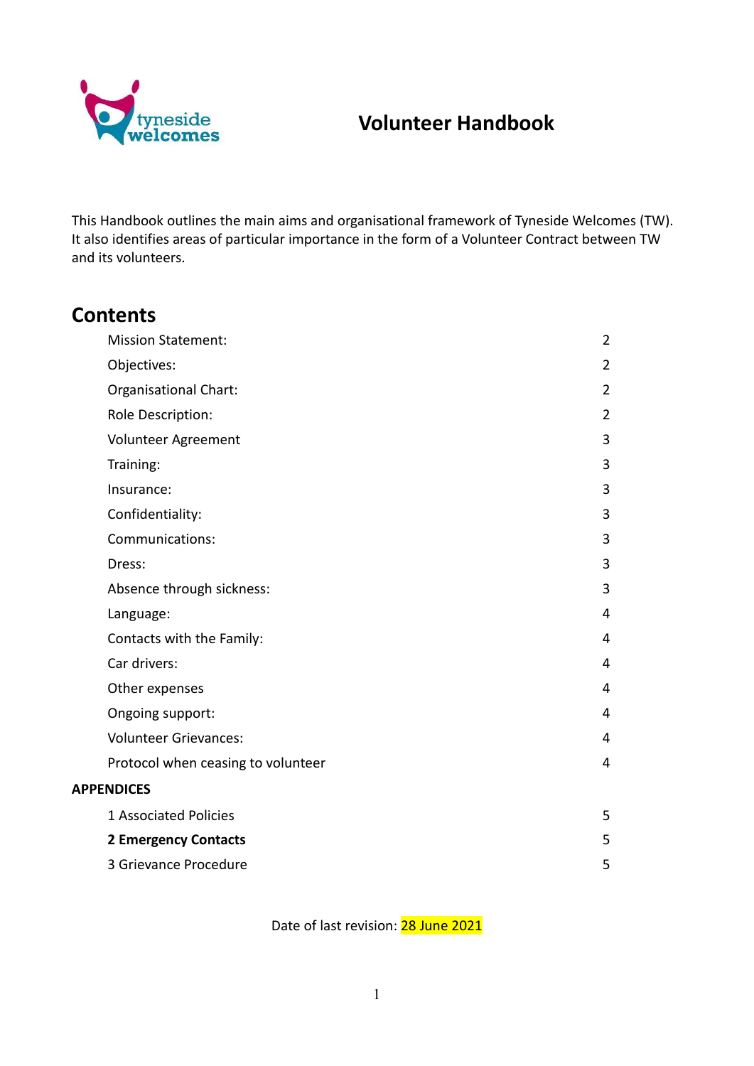tyneside welcomes

# Volunteer Handbook

This Handbook outlines the main aims and organisational framework of Tyneside Welcomes (TW). It also identifies areas of particular importance in the form of a Volunteer Contract between TW and its volunteers.

## Contents

| | |
|---|---|
| Mission Statement: | 2 |
| Objectives: | 2 |
| Organisational Chart: | 2 |
| Role Description: | 2 |
| Volunteer Agreement | 3 |
| Training: | 3 |
| Insurance: | 3 |
| Confidentiality: | 3 |
| Communications: | 3 |
| Dress: | 3 |
| Absence through sickness: | 3 |
| Language: | 4 |
| Contacts with the Family: | 4 |
| Car drivers: | 4 |
| Other expenses | 4 |
| Ongoing support: | 4 |
| Volunteer Grievances: | 4 |
| Protocol when ceasing to volunteer | 4 |
| **APPENDICES** | |
| 1 Associated Policies | 5 |
| **2 Emergency Contacts** | 5 |
| 3 Grievance Procedure | 5 |

Date of last revision: 28 June 2021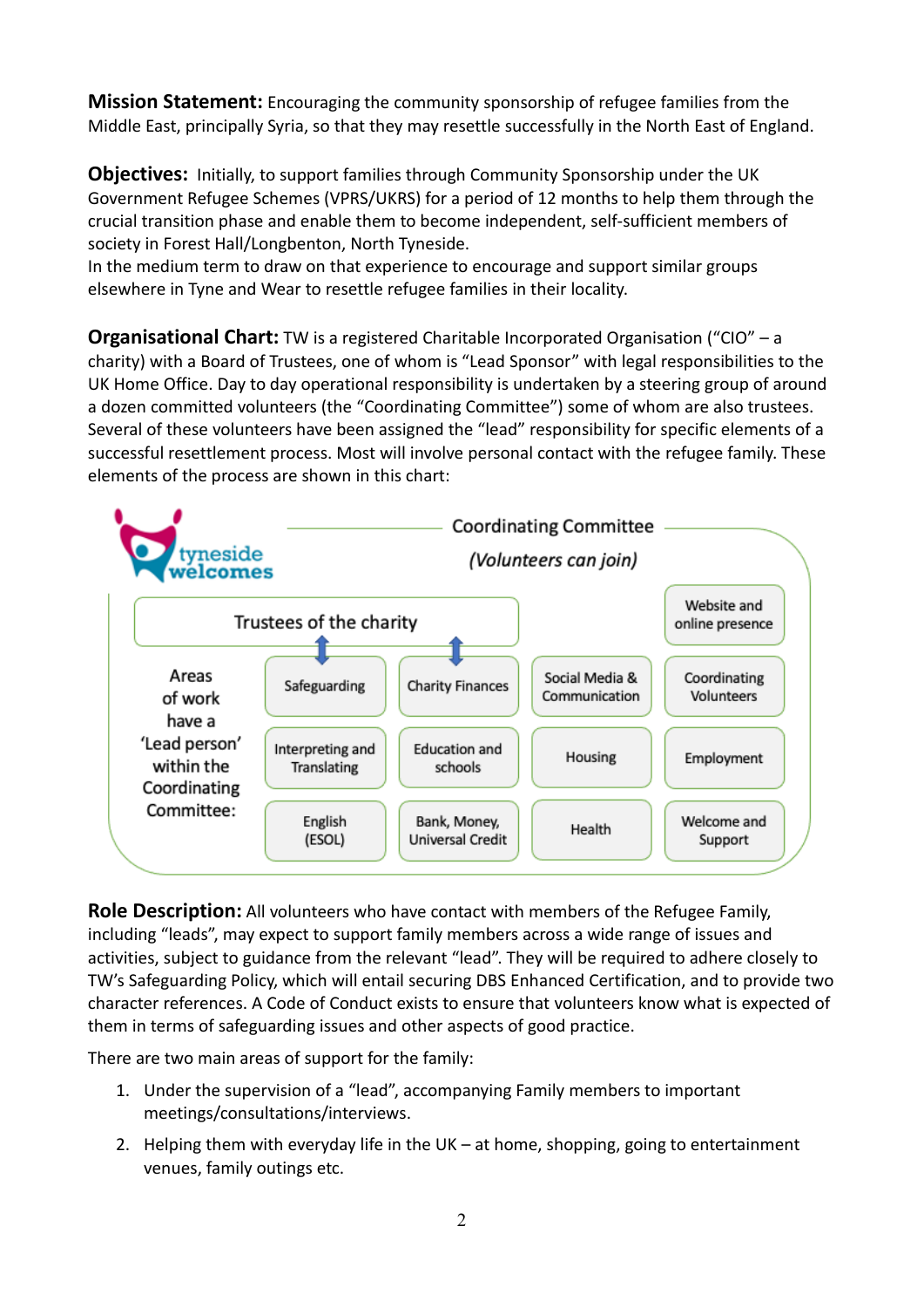**Mission Statement:** Encouraging the community sponsorship of refugee families from the Middle East, principally Syria, so that they may resettle successfully in the North East of England.

**Objectives:** Initially, to support families through Community Sponsorship under the UK Government Refugee Schemes (VPRS/UKRS) for a period of 12 months to help them through the crucial transition phase and enable them to become independent, self-sufficient members of society in Forest Hall/Longbenton, North Tyneside.
In the medium term to draw on that experience to encourage and support similar groups elsewhere in Tyne and Wear to resettle refugee families in their locality.

**Organisational Chart:** TW is a registered Charitable Incorporated Organisation ("CIO" – a charity) with a Board of Trustees, one of whom is "Lead Sponsor" with legal responsibilities to the UK Home Office. Day to day operational responsibility is undertaken by a steering group of around a dozen committed volunteers (the "Coordinating Committee") some of whom are also trustees. Several of these volunteers have been assigned the "lead" responsibility for specific elements of a successful resettlement process. Most will involve personal contact with the refugee family. These elements of the process are shown in this chart:

tyneside welcomes

Coordinating Committee

*(Volunteers can join)*

Trustees of the charity

Website and online presence

Areas of work have a 'Lead person' within the Coordinating Committee:

| | | | |
|---|---|---|---|
| Safeguarding | Charity Finances | Social Media & Communication | Coordinating Volunteers |
| Interpreting and Translating | Education and schools | Housing | Employment |
| English (ESOL) | Bank, Money, Universal Credit | Health | Welcome and Support |

**Role Description:** All volunteers who have contact with members of the Refugee Family, including "leads", may expect to support family members across a wide range of issues and activities, subject to guidance from the relevant "lead". They will be required to adhere closely to TW's Safeguarding Policy, which will entail securing DBS Enhanced Certification, and to provide two character references. A Code of Conduct exists to ensure that volunteers know what is expected of them in terms of safeguarding issues and other aspects of good practice.

There are two main areas of support for the family:

1. Under the supervision of a "lead", accompanying Family members to important meetings/consultations/interviews.
2. Helping them with everyday life in the UK – at home, shopping, going to entertainment venues, family outings etc.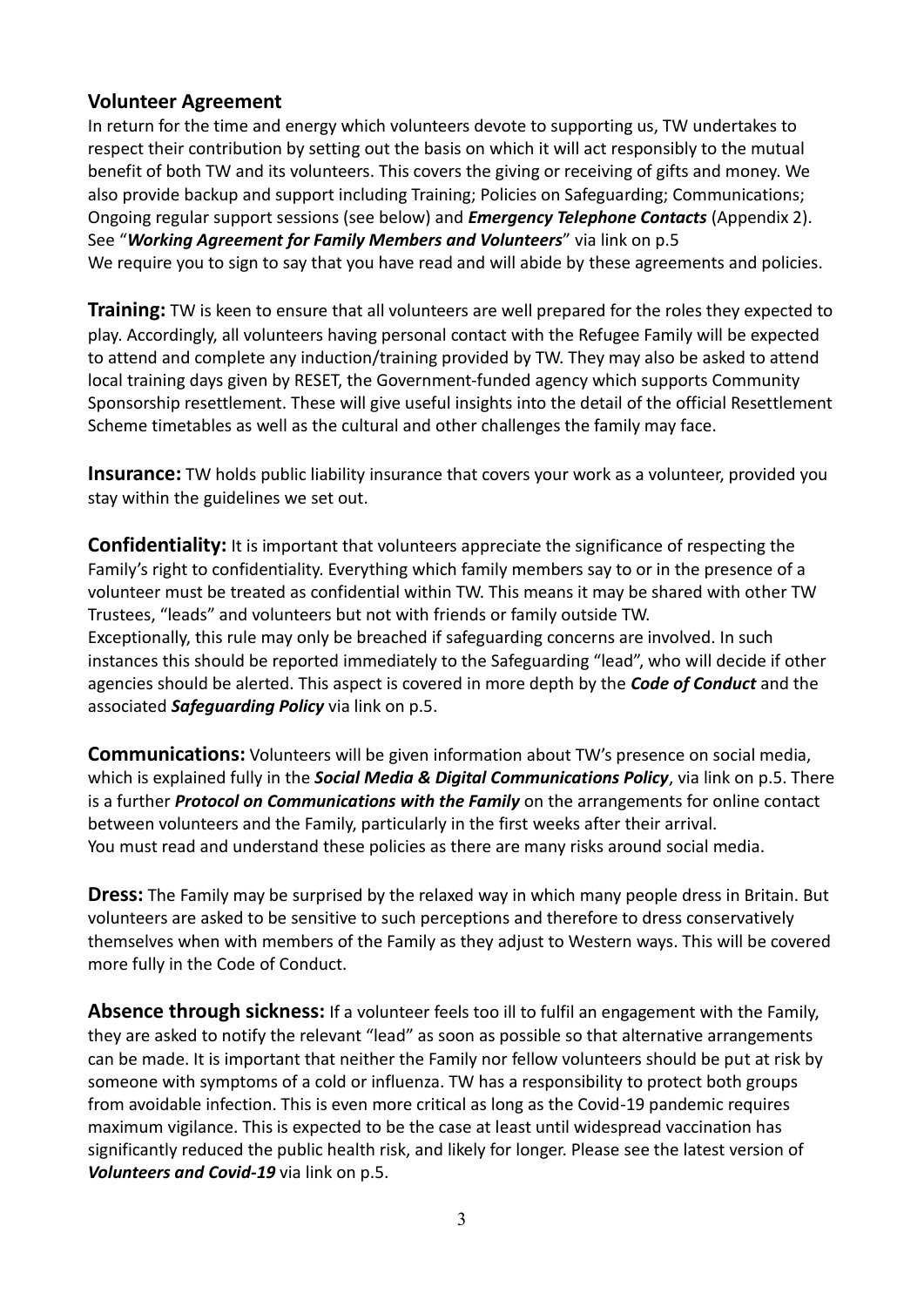## Volunteer Agreement

In return for the time and energy which volunteers devote to supporting us, TW undertakes to respect their contribution by setting out the basis on which it will act responsibly to the mutual benefit of both TW and its volunteers. This covers the giving or receiving of gifts and money. We also provide backup and support including Training; Policies on Safeguarding; Communications; Ongoing regular support sessions (see below) and ***Emergency Telephone Contacts*** (Appendix 2). See "***Working Agreement for Family Members and Volunteers***" via link on p.5

We require you to sign to say that you have read and will abide by these agreements and policies.

**Training:** TW is keen to ensure that all volunteers are well prepared for the roles they expected to play. Accordingly, all volunteers having personal contact with the Refugee Family will be expected to attend and complete any induction/training provided by TW. They may also be asked to attend local training days given by RESET, the Government-funded agency which supports Community Sponsorship resettlement. These will give useful insights into the detail of the official Resettlement Scheme timetables as well as the cultural and other challenges the family may face.

**Insurance:** TW holds public liability insurance that covers your work as a volunteer, provided you stay within the guidelines we set out.

**Confidentiality:** It is important that volunteers appreciate the significance of respecting the Family's right to confidentiality. Everything which family members say to or in the presence of a volunteer must be treated as confidential within TW. This means it may be shared with other TW Trustees, "leads" and volunteers but not with friends or family outside TW.

Exceptionally, this rule may only be breached if safeguarding concerns are involved. In such instances this should be reported immediately to the Safeguarding "lead", who will decide if other agencies should be alerted. This aspect is covered in more depth by the ***Code of Conduct*** and the associated ***Safeguarding Policy*** via link on p.5.

**Communications:** Volunteers will be given information about TW's presence on social media, which is explained fully in the ***Social Media & Digital Communications Policy***, via link on p.5. There is a further ***Protocol on Communications with the Family*** on the arrangements for online contact between volunteers and the Family, particularly in the first weeks after their arrival.

You must read and understand these policies as there are many risks around social media.

**Dress:** The Family may be surprised by the relaxed way in which many people dress in Britain. But volunteers are asked to be sensitive to such perceptions and therefore to dress conservatively themselves when with members of the Family as they adjust to Western ways. This will be covered more fully in the Code of Conduct.

**Absence through sickness:** If a volunteer feels too ill to fulfil an engagement with the Family, they are asked to notify the relevant "lead" as soon as possible so that alternative arrangements can be made. It is important that neither the Family nor fellow volunteers should be put at risk by someone with symptoms of a cold or influenza. TW has a responsibility to protect both groups from avoidable infection. This is even more critical as long as the Covid-19 pandemic requires maximum vigilance. This is expected to be the case at least until widespread vaccination has significantly reduced the public health risk, and likely for longer. Please see the latest version of ***Volunteers and Covid-19*** via link on p.5.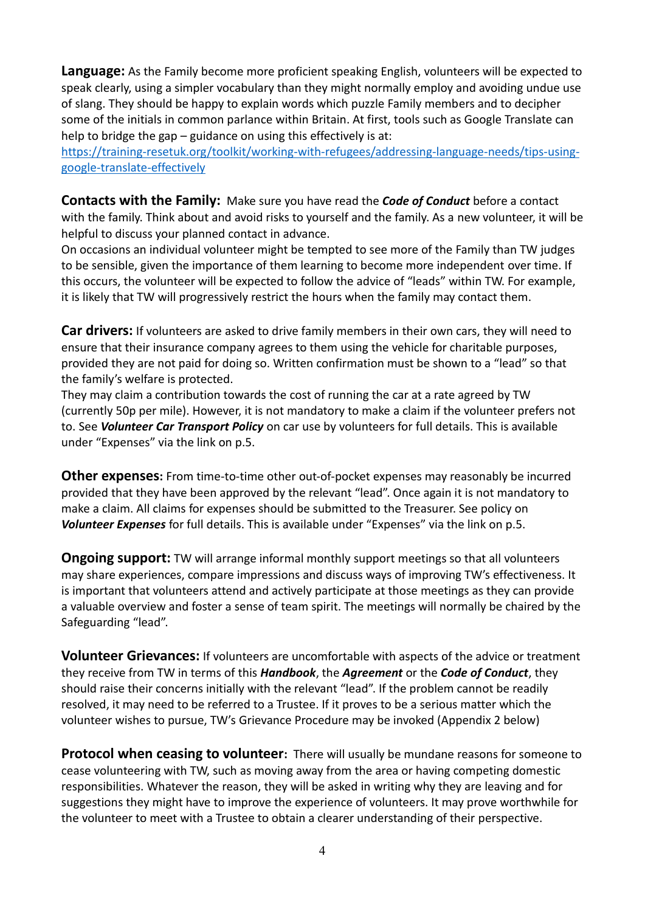**Language:** As the Family become more proficient speaking English, volunteers will be expected to speak clearly, using a simpler vocabulary than they might normally employ and avoiding undue use of slang. They should be happy to explain words which puzzle Family members and to decipher some of the initials in common parlance within Britain. At first, tools such as Google Translate can help to bridge the gap – guidance on using this effectively is at: [https://training-resetuk.org/toolkit/working-with-refugees/addressing-language-needs/tips-using-google-translate-effectively](https://training-resetuk.org/toolkit/working-with-refugees/addressing-language-needs/tips-using-google-translate-effectively)

**Contacts with the Family:** Make sure you have read the ***Code of Conduct*** before a contact with the family. Think about and avoid risks to yourself and the family. As a new volunteer, it will be helpful to discuss your planned contact in advance.
On occasions an individual volunteer might be tempted to see more of the Family than TW judges to be sensible, given the importance of them learning to become more independent over time. If this occurs, the volunteer will be expected to follow the advice of "leads" within TW. For example, it is likely that TW will progressively restrict the hours when the family may contact them.

**Car drivers:** If volunteers are asked to drive family members in their own cars, they will need to ensure that their insurance company agrees to them using the vehicle for charitable purposes, provided they are not paid for doing so. Written confirmation must be shown to a "lead" so that the family's welfare is protected.
They may claim a contribution towards the cost of running the car at a rate agreed by TW (currently 50p per mile). However, it is not mandatory to make a claim if the volunteer prefers not to. See ***Volunteer Car Transport Policy*** on car use by volunteers for full details. This is available under "Expenses" via the link on p.5.

**Other expenses:** From time-to-time other out-of-pocket expenses may reasonably be incurred provided that they have been approved by the relevant "lead". Once again it is not mandatory to make a claim. All claims for expenses should be submitted to the Treasurer. See policy on ***Volunteer Expenses*** for full details. This is available under "Expenses" via the link on p.5.

**Ongoing support:** TW will arrange informal monthly support meetings so that all volunteers may share experiences, compare impressions and discuss ways of improving TW's effectiveness. It is important that volunteers attend and actively participate at those meetings as they can provide a valuable overview and foster a sense of team spirit. The meetings will normally be chaired by the Safeguarding "lead".

**Volunteer Grievances:** If volunteers are uncomfortable with aspects of the advice or treatment they receive from TW in terms of this ***Handbook***, the ***Agreement*** or the ***Code of Conduct***, they should raise their concerns initially with the relevant "lead". If the problem cannot be readily resolved, it may need to be referred to a Trustee. If it proves to be a serious matter which the volunteer wishes to pursue, TW's Grievance Procedure may be invoked (Appendix 2 below)

**Protocol when ceasing to volunteer:** There will usually be mundane reasons for someone to cease volunteering with TW, such as moving away from the area or having competing domestic responsibilities. Whatever the reason, they will be asked in writing why they are leaving and for suggestions they might have to improve the experience of volunteers. It may prove worthwhile for the volunteer to meet with a Trustee to obtain a clearer understanding of their perspective.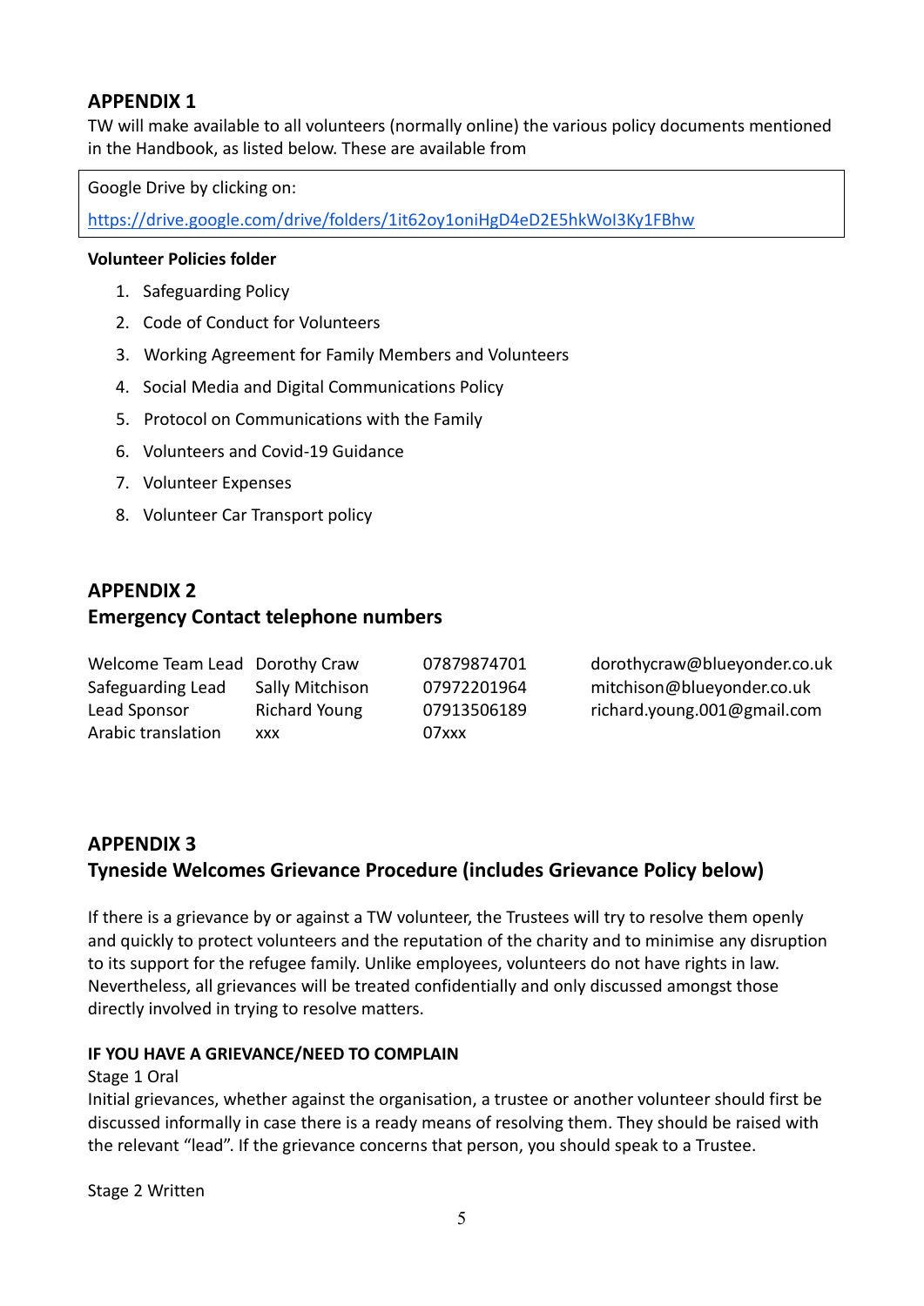## APPENDIX 1

TW will make available to all volunteers (normally online) the various policy documents mentioned in the Handbook, as listed below. These are available from

Google Drive by clicking on:

https://drive.google.com/drive/folders/1it62oy1oniHgD4eD2E5hkWoI3Ky1FBhw

**Volunteer Policies folder**

1. Safeguarding Policy
2. Code of Conduct for Volunteers
3. Working Agreement for Family Members and Volunteers
4. Social Media and Digital Communications Policy
5. Protocol on Communications with the Family
6. Volunteers and Covid-19 Guidance
7. Volunteer Expenses
8. Volunteer Car Transport policy

## APPENDIX 2
## Emergency Contact telephone numbers

| | | | |
|---|---|---|---|
| Welcome Team Lead | Dorothy Craw | 07879874701 | dorothycraw@blueyonder.co.uk |
| Safeguarding Lead | Sally Mitchison | 07972201964 | mitchison@blueyonder.co.uk |
| Lead Sponsor | Richard Young | 07913506189 | richard.young.001@gmail.com |
| Arabic translation | xxx | 07xxx | |

## APPENDIX 3
## Tyneside Welcomes Grievance Procedure (includes Grievance Policy below)

If there is a grievance by or against a TW volunteer, the Trustees will try to resolve them openly and quickly to protect volunteers and the reputation of the charity and to minimise any disruption to its support for the refugee family. Unlike employees, volunteers do not have rights in law. Nevertheless, all grievances will be treated confidentially and only discussed amongst those directly involved in trying to resolve matters.

**IF YOU HAVE A GRIEVANCE/NEED TO COMPLAIN**

Stage 1 Oral

Initial grievances, whether against the organisation, a trustee or another volunteer should first be discussed informally in case there is a ready means of resolving them. They should be raised with the relevant "lead". If the grievance concerns that person, you should speak to a Trustee.

Stage 2 Written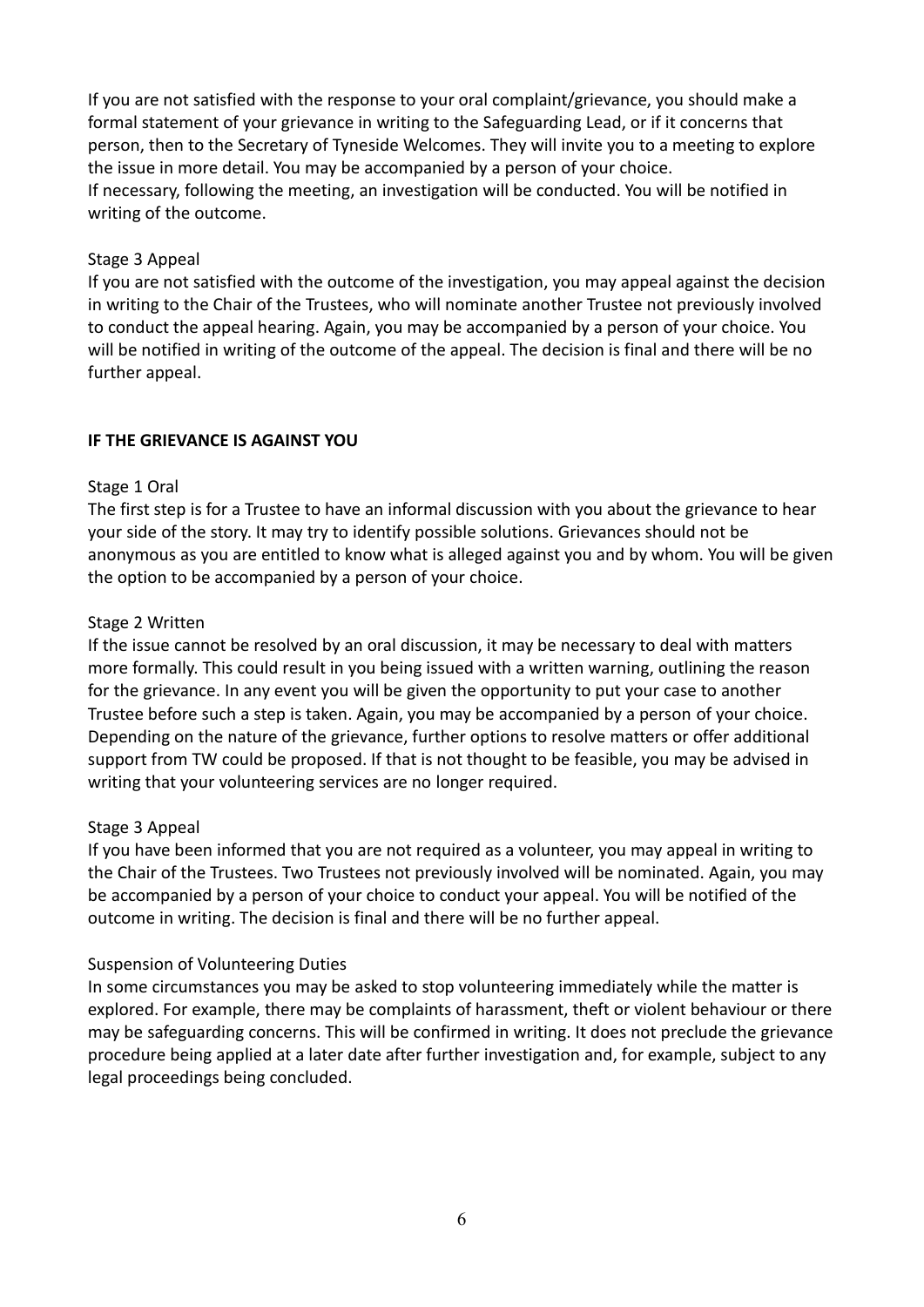If you are not satisfied with the response to your oral complaint/grievance, you should make a formal statement of your grievance in writing to the Safeguarding Lead, or if it concerns that person, then to the Secretary of Tyneside Welcomes. They will invite you to a meeting to explore the issue in more detail. You may be accompanied by a person of your choice.
If necessary, following the meeting, an investigation will be conducted. You will be notified in writing of the outcome.

Stage 3 Appeal
If you are not satisfied with the outcome of the investigation, you may appeal against the decision in writing to the Chair of the Trustees, who will nominate another Trustee not previously involved to conduct the appeal hearing. Again, you may be accompanied by a person of your choice. You will be notified in writing of the outcome of the appeal. The decision is final and there will be no further appeal.

**IF THE GRIEVANCE IS AGAINST YOU**

Stage 1 Oral
The first step is for a Trustee to have an informal discussion with you about the grievance to hear your side of the story. It may try to identify possible solutions. Grievances should not be anonymous as you are entitled to know what is alleged against you and by whom. You will be given the option to be accompanied by a person of your choice.

Stage 2 Written
If the issue cannot be resolved by an oral discussion, it may be necessary to deal with matters more formally. This could result in you being issued with a written warning, outlining the reason for the grievance. In any event you will be given the opportunity to put your case to another Trustee before such a step is taken. Again, you may be accompanied by a person of your choice. Depending on the nature of the grievance, further options to resolve matters or offer additional support from TW could be proposed. If that is not thought to be feasible, you may be advised in writing that your volunteering services are no longer required.

Stage 3 Appeal
If you have been informed that you are not required as a volunteer, you may appeal in writing to the Chair of the Trustees. Two Trustees not previously involved will be nominated. Again, you may be accompanied by a person of your choice to conduct your appeal. You will be notified of the outcome in writing. The decision is final and there will be no further appeal.

Suspension of Volunteering Duties
In some circumstances you may be asked to stop volunteering immediately while the matter is explored. For example, there may be complaints of harassment, theft or violent behaviour or there may be safeguarding concerns. This will be confirmed in writing. It does not preclude the grievance procedure being applied at a later date after further investigation and, for example, subject to any legal proceedings being concluded.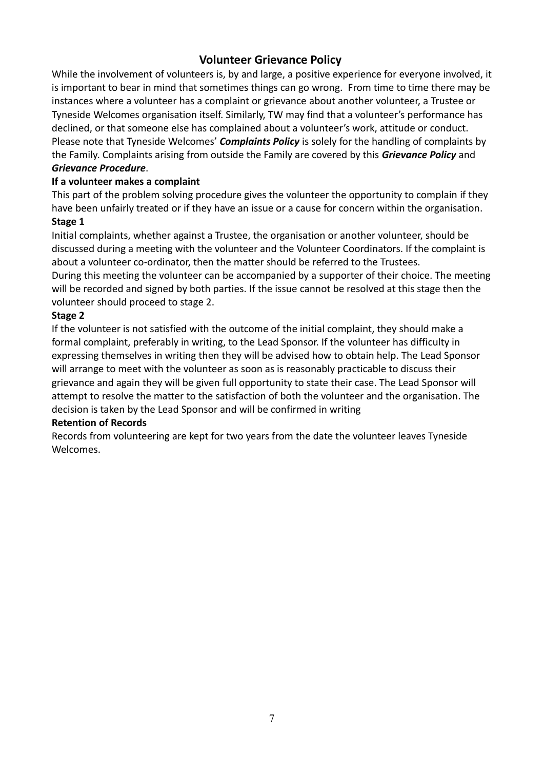## Volunteer Grievance Policy

While the involvement of volunteers is, by and large, a positive experience for everyone involved, it is important to bear in mind that sometimes things can go wrong. From time to time there may be instances where a volunteer has a complaint or grievance about another volunteer, a Trustee or Tyneside Welcomes organisation itself. Similarly, TW may find that a volunteer's performance has declined, or that someone else has complained about a volunteer's work, attitude or conduct. Please note that Tyneside Welcomes' ***Complaints Policy*** is solely for the handling of complaints by the Family. Complaints arising from outside the Family are covered by this ***Grievance Policy*** and ***Grievance Procedure***.

**If a volunteer makes a complaint**

This part of the problem solving procedure gives the volunteer the opportunity to complain if they have been unfairly treated or if they have an issue or a cause for concern within the organisation.

**Stage 1**

Initial complaints, whether against a Trustee, the organisation or another volunteer, should be discussed during a meeting with the volunteer and the Volunteer Coordinators. If the complaint is about a volunteer co-ordinator, then the matter should be referred to the Trustees.

During this meeting the volunteer can be accompanied by a supporter of their choice. The meeting will be recorded and signed by both parties. If the issue cannot be resolved at this stage then the volunteer should proceed to stage 2.

**Stage 2**

If the volunteer is not satisfied with the outcome of the initial complaint, they should make a formal complaint, preferably in writing, to the Lead Sponsor. If the volunteer has difficulty in expressing themselves in writing then they will be advised how to obtain help. The Lead Sponsor will arrange to meet with the volunteer as soon as is reasonably practicable to discuss their grievance and again they will be given full opportunity to state their case. The Lead Sponsor will attempt to resolve the matter to the satisfaction of both the volunteer and the organisation. The decision is taken by the Lead Sponsor and will be confirmed in writing

**Retention of Records**

Records from volunteering are kept for two years from the date the volunteer leaves Tyneside Welcomes.